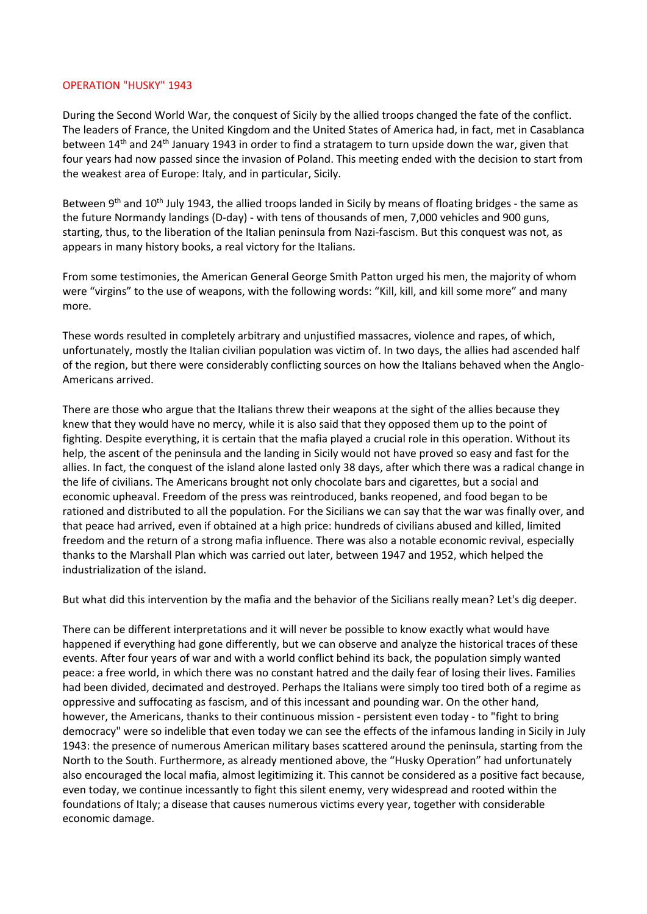# OPERATION "HUSKY" 1943

During the Second World War, the conquest of Sicily by the allied troops changed the fate of the conflict. The leaders of France, the United Kingdom and the United States of America had, in fact, met in Casablanca between 14th and 24th January 1943 in order to find a stratagem to turn upside down the war, given that four years had now passed since the invasion of Poland. This meeting ended with the decision to start from the weakest area of Europe: Italy, and in particular, Sicily.

Between 9th and 10th July 1943, the allied troops landed in Sicily by means of floating bridges - the same as the future Normandy landings (D-day) - with tens of thousands of men, 7,000 vehicles and 900 guns, starting, thus, to the liberation of the Italian peninsula from Nazi-fascism. But this conquest was not, as appears in many history books, a real victory for the Italians.

From some testimonies, the American General George Smith Patton urged his men, the majority of whom were "virgins" to the use of weapons, with the following words: "Kill, kill, and kill some more" and many more.

These words resulted in completely arbitrary and unjustified massacres, violence and rapes, of which, unfortunately, mostly the Italian civilian population was victim of. In two days, the allies had ascended half of the region, but there were considerably conflicting sources on how the Italians behaved when the Anglo-Americans arrived.

There are those who argue that the Italians threw their weapons at the sight of the allies because they knew that they would have no mercy, while it is also said that they opposed them up to the point of fighting. Despite everything, it is certain that the mafia played a crucial role in this operation. Without its help, the ascent of the peninsula and the landing in Sicily would not have proved so easy and fast for the allies. In fact, the conquest of the island alone lasted only 38 days, after which there was a radical change in the life of civilians. The Americans brought not only chocolate bars and cigarettes, but a social and economic upheaval. Freedom of the press was reintroduced, banks reopened, and food began to be rationed and distributed to all the population. For the Sicilians we can say that the war was finally over, and that peace had arrived, even if obtained at a high price: hundreds of civilians abused and killed, limited freedom and the return of a strong mafia influence. There was also a notable economic revival, especially thanks to the Marshall Plan which was carried out later, between 1947 and 1952, which helped the industrialization of the island.

But what did this intervention by the mafia and the behavior of the Sicilians really mean? Let's dig deeper.

There can be different interpretations and it will never be possible to know exactly what would have happened if everything had gone differently, but we can observe and analyze the historical traces of these events. After four years of war and with a world conflict behind its back, the population simply wanted peace: a free world, in which there was no constant hatred and the daily fear of losing their lives. Families had been divided, decimated and destroyed. Perhaps the Italians were simply too tired both of a regime as oppressive and suffocating as fascism, and of this incessant and pounding war. On the other hand, however, the Americans, thanks to their continuous mission - persistent even today - to "fight to bring democracy" were so indelible that even today we can see the effects of the infamous landing in Sicily in July 1943: the presence of numerous American military bases scattered around the peninsula, starting from the North to the South. Furthermore, as already mentioned above, the "Husky Operation" had unfortunately also encouraged the local mafia, almost legitimizing it. This cannot be considered as a positive fact because, even today, we continue incessantly to fight this silent enemy, very widespread and rooted within the foundations of Italy; a disease that causes numerous victims every year, together with considerable economic damage.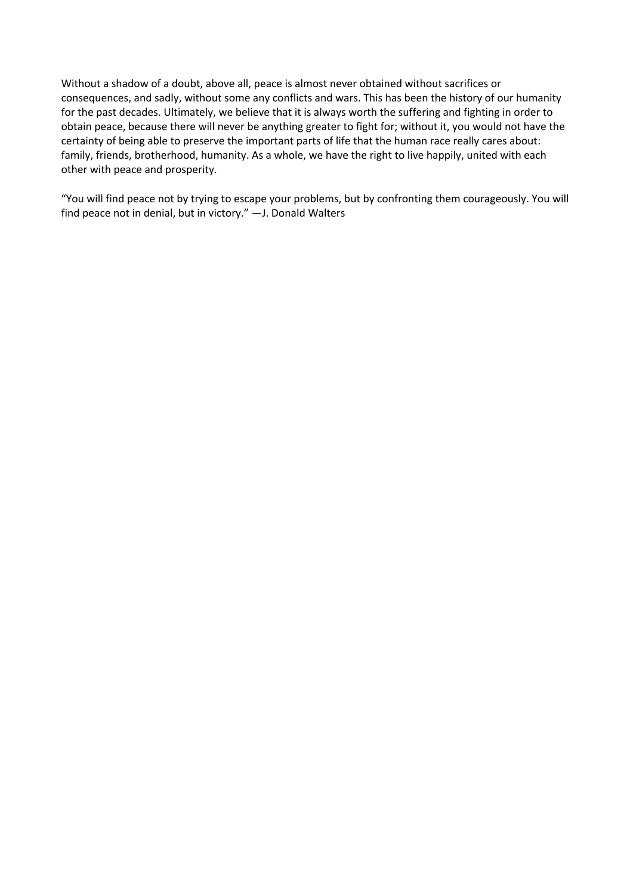Without a shadow of a doubt, above all, peace is almost never obtained without sacrifices or consequences, and sadly, without some any conflicts and wars. This has been the history of our humanity for the past decades. Ultimately, we believe that it is always worth the suffering and fighting in order to obtain peace, because there will never be anything greater to fight for; without it, you would not have the certainty of being able to preserve the important parts of life that the human race really cares about: family, friends, brotherhood, humanity. As a whole, we have the right to live happily, united with each other with peace and prosperity.

"You will find peace not by trying to escape your problems, but by confronting them courageously. You will find peace not in denial, but in victory." —J. Donald Walters